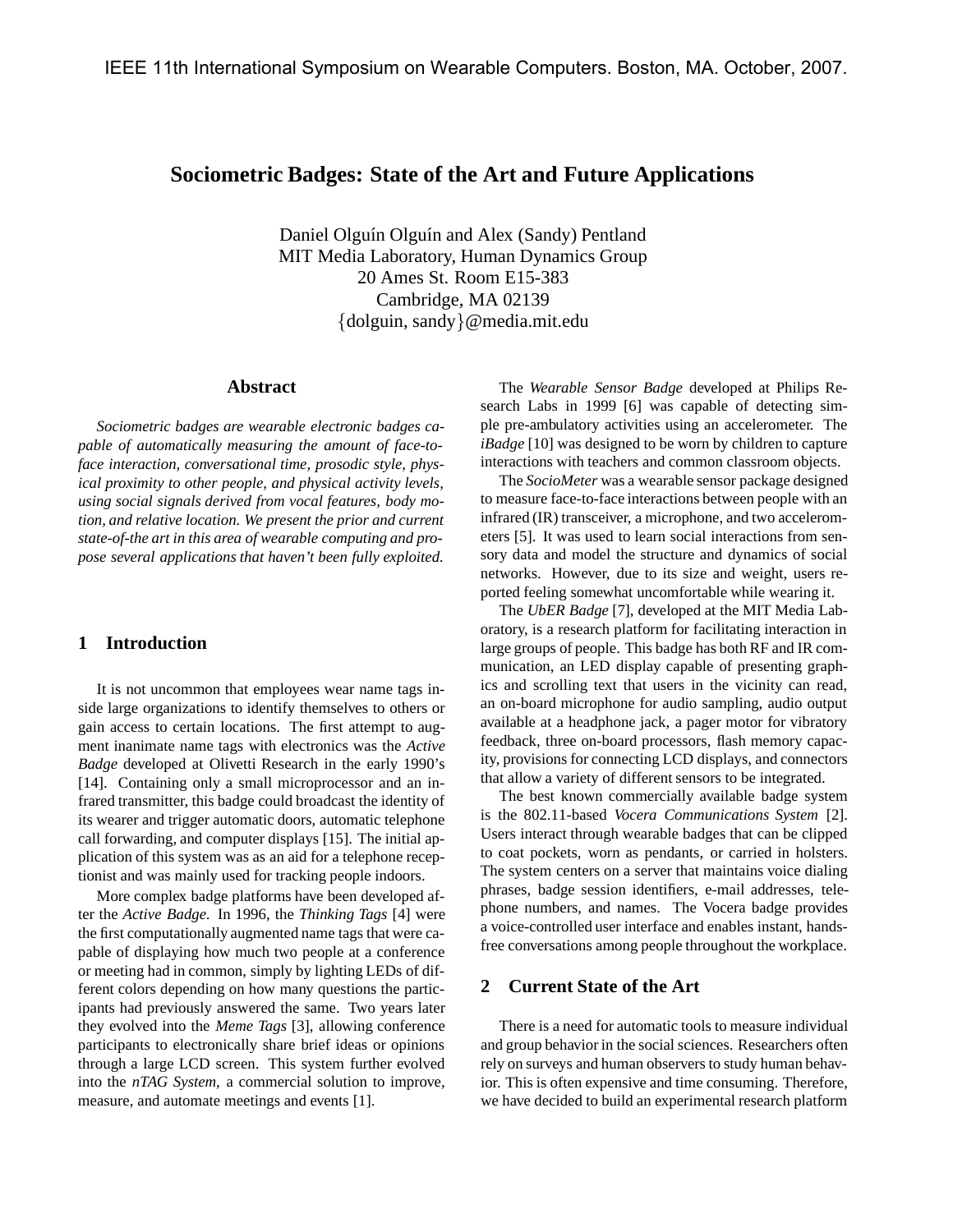IEEE 11th International Symposium on Wearable Computers. Boston, MA. October, 2007.

# Sociometric Badges: State of the Art and Future Applications

Daniel Olguín Olguín and Alex (Sandy) Pentland
MIT Media Laboratory, Human Dynamics Group
20 Ames St. Room E15-383
Cambridge, MA 02139
{dolguin, sandy}@media.mit.edu

## Abstract

*Sociometric badges are wearable electronic badges capable of automatically measuring the amount of face-to-face interaction, conversational time, prosodic style, physical proximity to other people, and physical activity levels, using social signals derived from vocal features, body motion, and relative location. We present the prior and current state-of-the art in this area of wearable computing and propose several applications that haven't been fully exploited.*

## 1 Introduction

It is not uncommon that employees wear name tags inside large organizations to identify themselves to others or gain access to certain locations. The first attempt to augment inanimate name tags with electronics was the *Active Badge* developed at Olivetti Research in the early 1990's [14]. Containing only a small microprocessor and an infrared transmitter, this badge could broadcast the identity of its wearer and trigger automatic doors, automatic telephone call forwarding, and computer displays [15]. The initial application of this system was as an aid for a telephone receptionist and was mainly used for tracking people indoors.

More complex badge platforms have been developed after the *Active Badge*. In 1996, the *Thinking Tags* [4] were the first computationally augmented name tags that were capable of displaying how much two people at a conference or meeting had in common, simply by lighting LEDs of different colors depending on how many questions the participants had previously answered the same. Two years later they evolved into the *Meme Tags* [3], allowing conference participants to electronically share brief ideas or opinions through a large LCD screen. This system further evolved into the *nTAG System*, a commercial solution to improve, measure, and automate meetings and events [1].

The *Wearable Sensor Badge* developed at Philips Research Labs in 1999 [6] was capable of detecting simple pre-ambulatory activities using an accelerometer. The *iBadge* [10] was designed to be worn by children to capture interactions with teachers and common classroom objects.

The *SocioMeter* was a wearable sensor package designed to measure face-to-face interactions between people with an infrared (IR) transceiver, a microphone, and two accelerometers [5]. It was used to learn social interactions from sensory data and model the structure and dynamics of social networks. However, due to its size and weight, users reported feeling somewhat uncomfortable while wearing it.

The *UbER Badge* [7], developed at the MIT Media Laboratory, is a research platform for facilitating interaction in large groups of people. This badge has both RF and IR communication, an LED display capable of presenting graphics and scrolling text that users in the vicinity can read, an on-board microphone for audio sampling, audio output available at a headphone jack, a pager motor for vibratory feedback, three on-board processors, flash memory capacity, provisions for connecting LCD displays, and connectors that allow a variety of different sensors to be integrated.

The best known commercially available badge system is the 802.11-based *Vocera Communications System* [2]. Users interact through wearable badges that can be clipped to coat pockets, worn as pendants, or carried in holsters. The system centers on a server that maintains voice dialing phrases, badge session identifiers, e-mail addresses, telephone numbers, and names. The Vocera badge provides a voice-controlled user interface and enables instant, hands-free conversations among people throughout the workplace.

## 2 Current State of the Art

There is a need for automatic tools to measure individual and group behavior in the social sciences. Researchers often rely on surveys and human observers to study human behavior. This is often expensive and time consuming. Therefore, we have decided to build an experimental research platform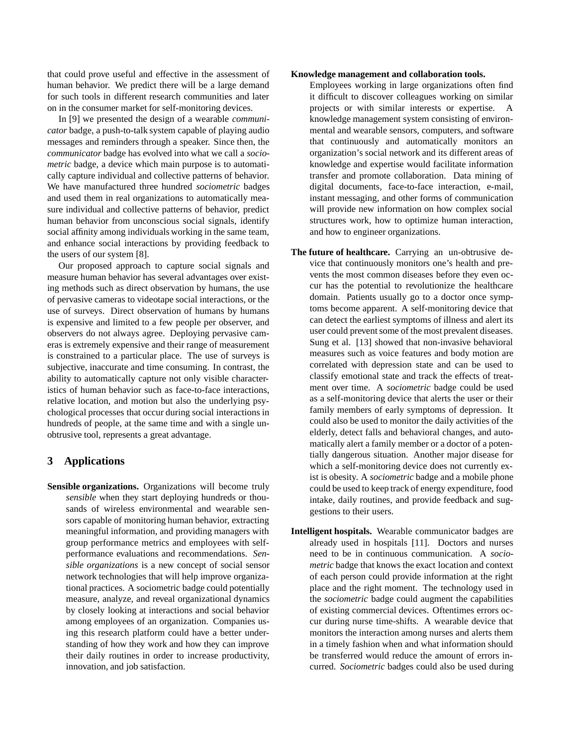that could prove useful and effective in the assessment of human behavior. We predict there will be a large demand for such tools in different research communities and later on in the consumer market for self-monitoring devices.

In [9] we presented the design of a wearable *communicator* badge, a push-to-talk system capable of playing audio messages and reminders through a speaker. Since then, the *communicator* badge has evolved into what we call a *sociometric* badge, a device which main purpose is to automatically capture individual and collective patterns of behavior. We have manufactured three hundred *sociometric* badges and used them in real organizations to automatically measure individual and collective patterns of behavior, predict human behavior from unconscious social signals, identify social affinity among individuals working in the same team, and enhance social interactions by providing feedback to the users of our system [8].

Our proposed approach to capture social signals and measure human behavior has several advantages over existing methods such as direct observation by humans, the use of pervasive cameras to videotape social interactions, or the use of surveys. Direct observation of humans by humans is expensive and limited to a few people per observer, and observers do not always agree. Deploying pervasive cameras is extremely expensive and their range of measurement is constrained to a particular place. The use of surveys is subjective, inaccurate and time consuming. In contrast, the ability to automatically capture not only visible characteristics of human behavior such as face-to-face interactions, relative location, and motion but also the underlying psychological processes that occur during social interactions in hundreds of people, at the same time and with a single unobtrusive tool, represents a great advantage.

## 3 Applications

**Sensible organizations.** Organizations will become truly *sensible* when they start deploying hundreds or thousands of wireless environmental and wearable sensors capable of monitoring human behavior, extracting meaningful information, and providing managers with group performance metrics and employees with self-performance evaluations and recommendations. *Sensible organizations* is a new concept of social sensor network technologies that will help improve organizational practices. A sociometric badge could potentially measure, analyze, and reveal organizational dynamics by closely looking at interactions and social behavior among employees of an organization. Companies using this research platform could have a better understanding of how they work and how they can improve their daily routines in order to increase productivity, innovation, and job satisfaction.

**Knowledge management and collaboration tools.** Employees working in large organizations often find it difficult to discover colleagues working on similar projects or with similar interests or expertise. A knowledge management system consisting of environmental and wearable sensors, computers, and software that continuously and automatically monitors an organization's social network and its different areas of knowledge and expertise would facilitate information transfer and promote collaboration. Data mining of digital documents, face-to-face interaction, e-mail, instant messaging, and other forms of communication will provide new information on how complex social structures work, how to optimize human interaction, and how to engineer organizations.

**The future of healthcare.** Carrying an un-obtrusive device that continuously monitors one's health and prevents the most common diseases before they even occur has the potential to revolutionize the healthcare domain. Patients usually go to a doctor once symptoms become apparent. A self-monitoring device that can detect the earliest symptoms of illness and alert its user could prevent some of the most prevalent diseases. Sung et al. [13] showed that non-invasive behavioral measures such as voice features and body motion are correlated with depression state and can be used to classify emotional state and track the effects of treatment over time. A *sociometric* badge could be used as a self-monitoring device that alerts the user or their family members of early symptoms of depression. It could also be used to monitor the daily activities of the elderly, detect falls and behavioral changes, and automatically alert a family member or a doctor of a potentially dangerous situation. Another major disease for which a self-monitoring device does not currently exist is obesity. A *sociometric* badge and a mobile phone could be used to keep track of energy expenditure, food intake, daily routines, and provide feedback and suggestions to their users.

**Intelligent hospitals.** Wearable communicator badges are already used in hospitals [11]. Doctors and nurses need to be in continuous communication. A *sociometric* badge that knows the exact location and context of each person could provide information at the right place and the right moment. The technology used in the *sociometric* badge could augment the capabilities of existing commercial devices. Oftentimes errors occur during nurse time-shifts. A wearable device that monitors the interaction among nurses and alerts them in a timely fashion when and what information should be transferred would reduce the amount of errors incurred. *Sociometric* badges could also be used during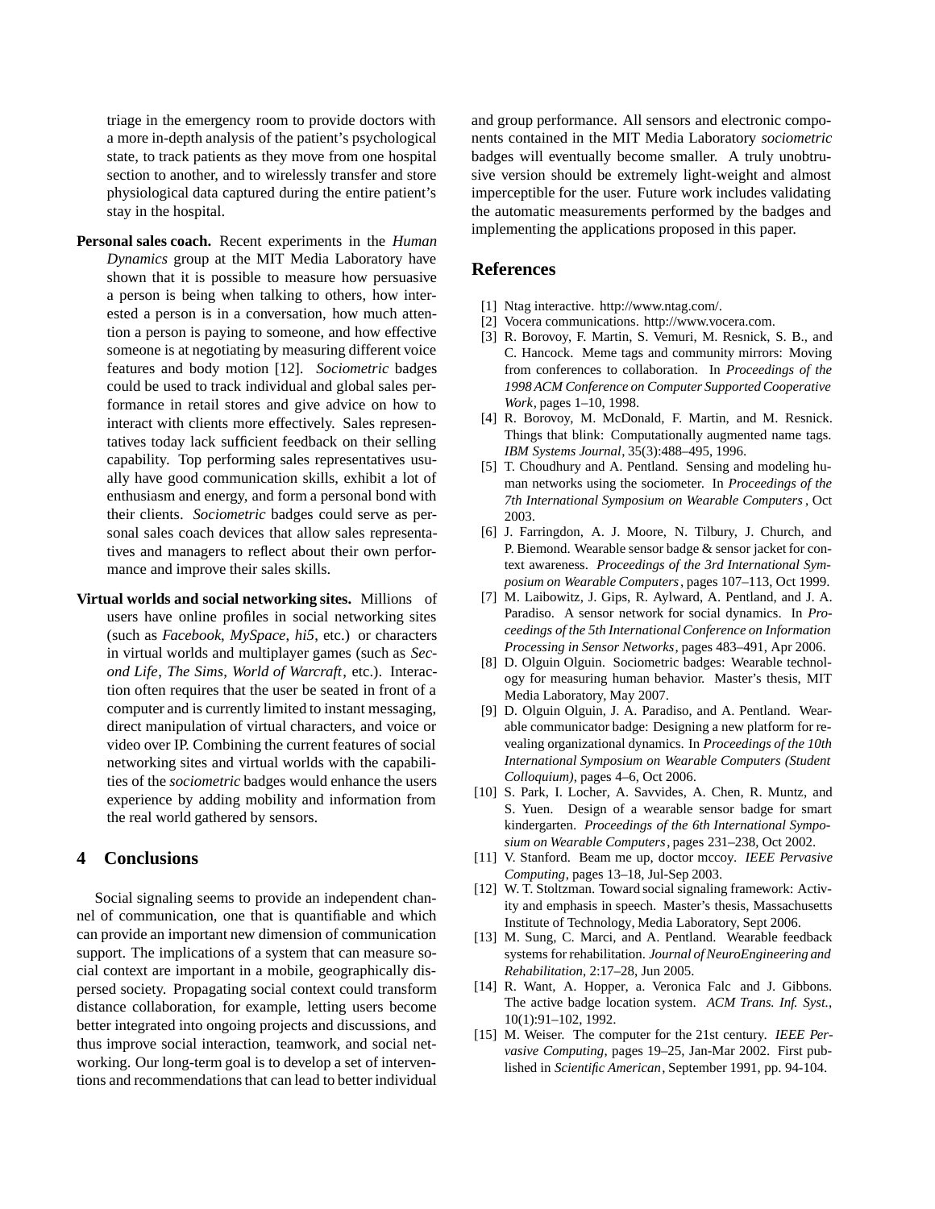triage in the emergency room to provide doctors with a more in-depth analysis of the patient's psychological state, to track patients as they move from one hospital section to another, and to wirelessly transfer and store physiological data captured during the entire patient's stay in the hospital.

**Personal sales coach.** Recent experiments in the *Human Dynamics* group at the MIT Media Laboratory have shown that it is possible to measure how persuasive a person is being when talking to others, how interested a person is in a conversation, how much attention a person is paying to someone, and how effective someone is at negotiating by measuring different voice features and body motion [12]. *Sociometric* badges could be used to track individual and global sales performance in retail stores and give advice on how to interact with clients more effectively. Sales representatives today lack sufficient feedback on their selling capability. Top performing sales representatives usually have good communication skills, exhibit a lot of enthusiasm and energy, and form a personal bond with their clients. *Sociometric* badges could serve as personal sales coach devices that allow sales representatives and managers to reflect about their own performance and improve their sales skills.

**Virtual worlds and social networking sites.** Millions of users have online profiles in social networking sites (such as *Facebook*, *MySpace*, *hi5*, etc.) or characters in virtual worlds and multiplayer games (such as *Second Life*, *The Sims*, *World of Warcraft*, etc.). Interaction often requires that the user be seated in front of a computer and is currently limited to instant messaging, direct manipulation of virtual characters, and voice or video over IP. Combining the current features of social networking sites and virtual worlds with the capabilities of the *sociometric* badges would enhance the users experience by adding mobility and information from the real world gathered by sensors.

## 4 Conclusions

Social signaling seems to provide an independent channel of communication, one that is quantifiable and which can provide an important new dimension of communication support. The implications of a system that can measure social context are important in a mobile, geographically dispersed society. Propagating social context could transform distance collaboration, for example, letting users become better integrated into ongoing projects and discussions, and thus improve social interaction, teamwork, and social networking. Our long-term goal is to develop a set of interventions and recommendations that can lead to better individual and group performance. All sensors and electronic components contained in the MIT Media Laboratory *sociometric* badges will eventually become smaller. A truly unobtrusive version should be extremely light-weight and almost imperceptible for the user. Future work includes validating the automatic measurements performed by the badges and implementing the applications proposed in this paper.

## References

[1] Ntag interactive. http://www.ntag.com/.

[2] Vocera communications. http://www.vocera.com.

[3] R. Borovoy, F. Martin, S. Vemuri, M. Resnick, S. B., and C. Hancock. Meme tags and community mirrors: Moving from conferences to collaboration. In *Proceedings of the 1998 ACM Conference on Computer Supported Cooperative Work*, pages 1–10, 1998.

[4] R. Borovoy, M. McDonald, F. Martin, and M. Resnick. Things that blink: Computationally augmented name tags. *IBM Systems Journal*, 35(3):488–495, 1996.

[5] T. Choudhury and A. Pentland. Sensing and modeling human networks using the sociometer. In *Proceedings of the 7th International Symposium on Wearable Computers*, Oct 2003.

[6] J. Farringdon, A. J. Moore, N. Tilbury, J. Church, and P. Biemond. Wearable sensor badge & sensor jacket for context awareness. *Proceedings of the 3rd International Symposium on Wearable Computers*, pages 107–113, Oct 1999.

[7] M. Laibowitz, J. Gips, R. Aylward, A. Pentland, and J. A. Paradiso. A sensor network for social dynamics. In *Proceedings of the 5th International Conference on Information Processing in Sensor Networks*, pages 483–491, Apr 2006.

[8] D. Olguin Olguin. Sociometric badges: Wearable technology for measuring human behavior. Master's thesis, MIT Media Laboratory, May 2007.

[9] D. Olguin Olguin, J. A. Paradiso, and A. Pentland. Wearable communicator badge: Designing a new platform for revealing organizational dynamics. In *Proceedings of the 10th International Symposium on Wearable Computers (Student Colloquium)*, pages 4–6, Oct 2006.

[10] S. Park, I. Locher, A. Savvides, A. Chen, R. Muntz, and S. Yuen. Design of a wearable sensor badge for smart kindergarten. *Proceedings of the 6th International Symposium on Wearable Computers*, pages 231–238, Oct 2002.

[11] V. Stanford. Beam me up, doctor mccoy. *IEEE Pervasive Computing*, pages 13–18, Jul-Sep 2003.

[12] W. T. Stoltzman. Toward social signaling framework: Activity and emphasis in speech. Master's thesis, Massachusetts Institute of Technology, Media Laboratory, Sept 2006.

[13] M. Sung, C. Marci, and A. Pentland. Wearable feedback systems for rehabilitation. *Journal of NeuroEngineering and Rehabilitation*, 2:17–28, Jun 2005.

[14] R. Want, A. Hopper, a. Veronica Falc and J. Gibbons. The active badge location system. *ACM Trans. Inf. Syst.*, 10(1):91–102, 1992.

[15] M. Weiser. The computer for the 21st century. *IEEE Pervasive Computing*, pages 19–25, Jan-Mar 2002. First published in *Scientific American*, September 1991, pp. 94-104.